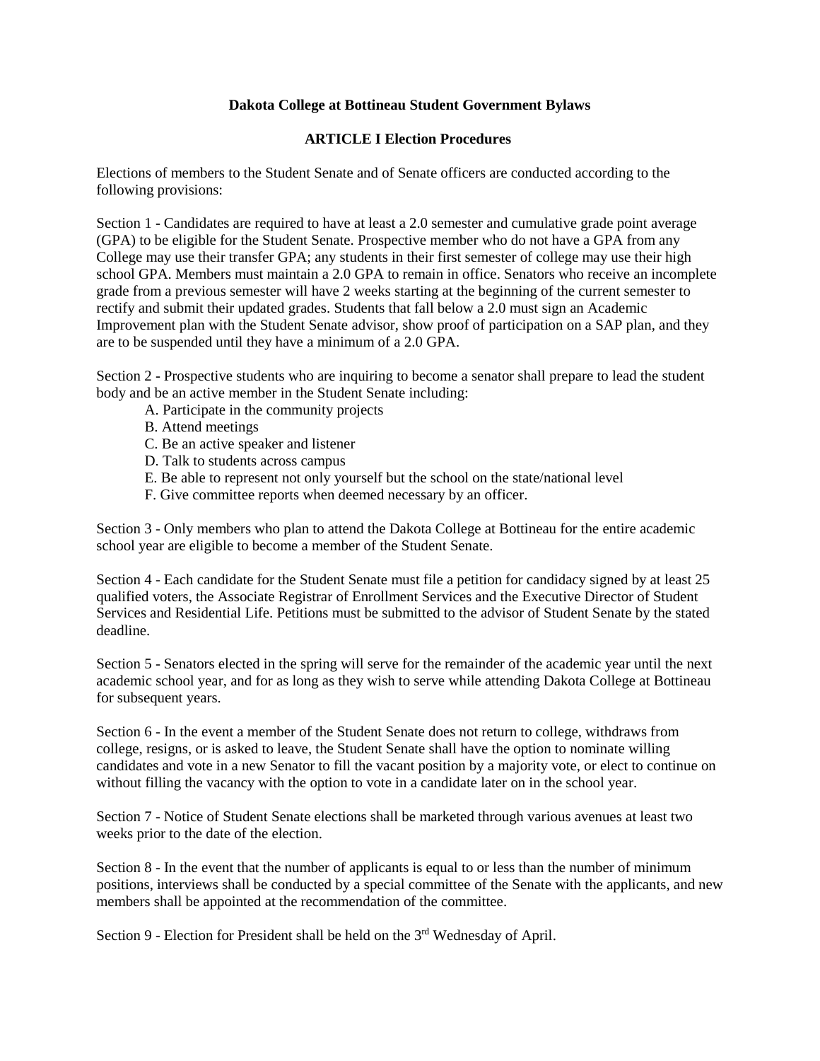# Dakota College at Bottineau Student Government Bylaws

## ARTICLE I Election Procedures

Elections of members to the Student Senate and of Senate officers are conducted according to the following provisions:

Section 1 - Candidates are required to have at least a 2.0 semester and cumulative grade point average (GPA) to be eligible for the Student Senate. Prospective member who do not have a GPA from any College may use their transfer GPA; any students in their first semester of college may use their high school GPA. Members must maintain a 2.0 GPA to remain in office. Senators who receive an incomplete grade from a previous semester will have 2 weeks starting at the beginning of the current semester to rectify and submit their updated grades. Students that fall below a 2.0 must sign an Academic Improvement plan with the Student Senate advisor, show proof of participation on a SAP plan, and they are to be suspended until they have a minimum of a 2.0 GPA.

Section 2 - Prospective students who are inquiring to become a senator shall prepare to lead the student body and be an active member in the Student Senate including:

A. Participate in the community projects
B. Attend meetings
C. Be an active speaker and listener
D. Talk to students across campus
E. Be able to represent not only yourself but the school on the state/national level
F. Give committee reports when deemed necessary by an officer.

Section 3 - Only members who plan to attend the Dakota College at Bottineau for the entire academic school year are eligible to become a member of the Student Senate.

Section 4 - Each candidate for the Student Senate must file a petition for candidacy signed by at least 25 qualified voters, the Associate Registrar of Enrollment Services and the Executive Director of Student Services and Residential Life. Petitions must be submitted to the advisor of Student Senate by the stated deadline.

Section 5 - Senators elected in the spring will serve for the remainder of the academic year until the next academic school year, and for as long as they wish to serve while attending Dakota College at Bottineau for subsequent years.

Section 6 - In the event a member of the Student Senate does not return to college, withdraws from college, resigns, or is asked to leave, the Student Senate shall have the option to nominate willing candidates and vote in a new Senator to fill the vacant position by a majority vote, or elect to continue on without filling the vacancy with the option to vote in a candidate later on in the school year.

Section 7 - Notice of Student Senate elections shall be marketed through various avenues at least two weeks prior to the date of the election.

Section 8 - In the event that the number of applicants is equal to or less than the number of minimum positions, interviews shall be conducted by a special committee of the Senate with the applicants, and new members shall be appointed at the recommendation of the committee.

Section 9 - Election for President shall be held on the 3rd Wednesday of April.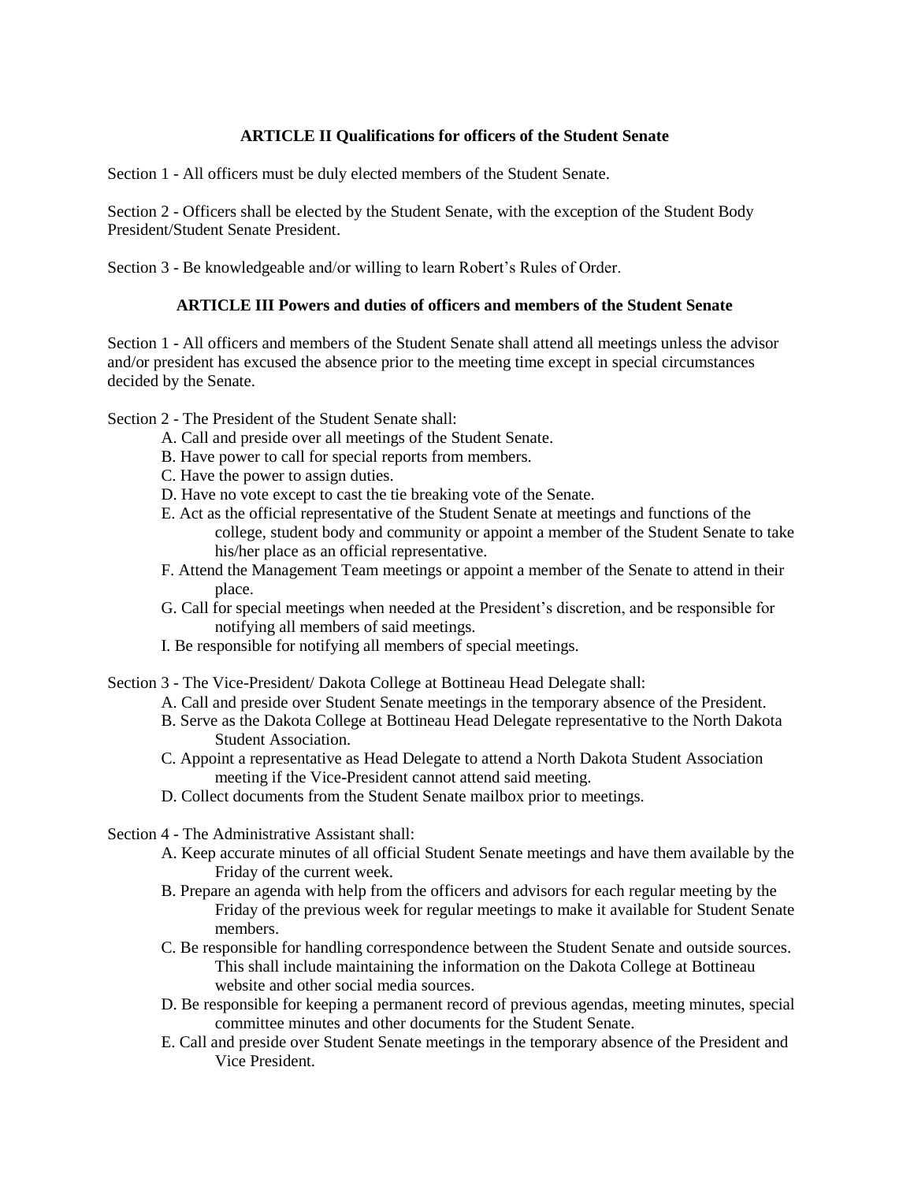## ARTICLE II Qualifications for officers of the Student Senate

Section 1 - All officers must be duly elected members of the Student Senate.

Section 2 - Officers shall be elected by the Student Senate, with the exception of the Student Body President/Student Senate President.

Section 3 - Be knowledgeable and/or willing to learn Robert's Rules of Order.

## ARTICLE III Powers and duties of officers and members of the Student Senate

Section 1 - All officers and members of the Student Senate shall attend all meetings unless the advisor and/or president has excused the absence prior to the meeting time except in special circumstances decided by the Senate.

Section 2 - The President of the Student Senate shall:

- A. Call and preside over all meetings of the Student Senate.
- B. Have power to call for special reports from members.
- C. Have the power to assign duties.
- D. Have no vote except to cast the tie breaking vote of the Senate.
- E. Act as the official representative of the Student Senate at meetings and functions of the college, student body and community or appoint a member of the Student Senate to take his/her place as an official representative.
- F. Attend the Management Team meetings or appoint a member of the Senate to attend in their place.
- G. Call for special meetings when needed at the President's discretion, and be responsible for notifying all members of said meetings.
- I. Be responsible for notifying all members of special meetings.

Section 3 - The Vice-President/ Dakota College at Bottineau Head Delegate shall:

- A. Call and preside over Student Senate meetings in the temporary absence of the President.
- B. Serve as the Dakota College at Bottineau Head Delegate representative to the North Dakota Student Association.
- C. Appoint a representative as Head Delegate to attend a North Dakota Student Association meeting if the Vice-President cannot attend said meeting.
- D. Collect documents from the Student Senate mailbox prior to meetings.

Section 4 - The Administrative Assistant shall:

- A. Keep accurate minutes of all official Student Senate meetings and have them available by the Friday of the current week.
- B. Prepare an agenda with help from the officers and advisors for each regular meeting by the Friday of the previous week for regular meetings to make it available for Student Senate members.
- C. Be responsible for handling correspondence between the Student Senate and outside sources. This shall include maintaining the information on the Dakota College at Bottineau website and other social media sources.
- D. Be responsible for keeping a permanent record of previous agendas, meeting minutes, special committee minutes and other documents for the Student Senate.
- E. Call and preside over Student Senate meetings in the temporary absence of the President and Vice President.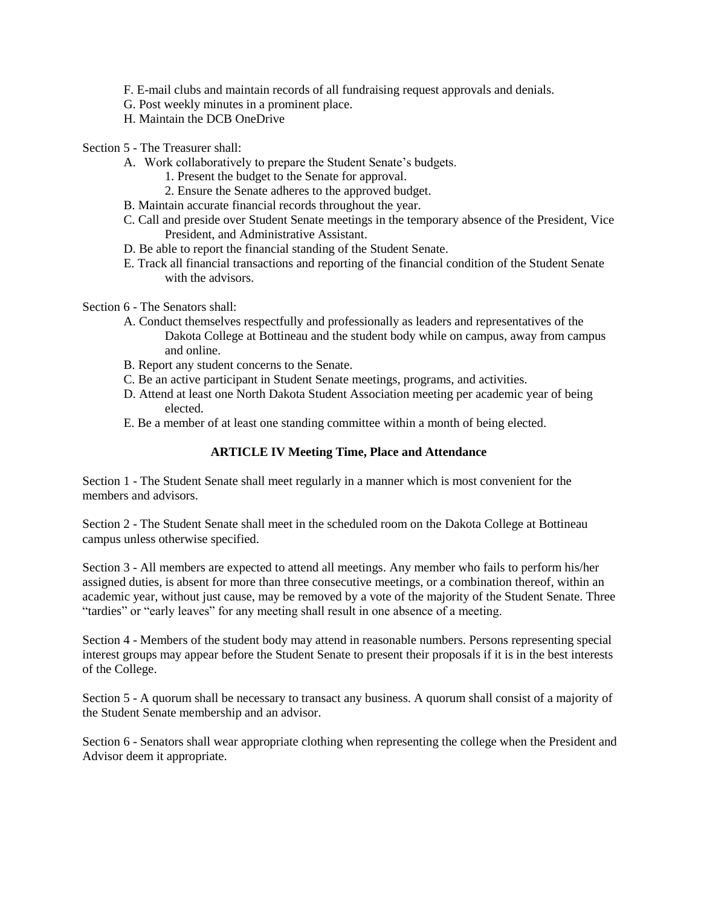F. E-mail clubs and maintain records of all fundraising request approvals and denials.
G. Post weekly minutes in a prominent place.
H. Maintain the DCB OneDrive

Section 5 - The Treasurer shall:

A. Work collaboratively to prepare the Student Senate's budgets.
    1. Present the budget to the Senate for approval.
    2. Ensure the Senate adheres to the approved budget.
B. Maintain accurate financial records throughout the year.
C. Call and preside over Student Senate meetings in the temporary absence of the President, Vice President, and Administrative Assistant.
D. Be able to report the financial standing of the Student Senate.
E. Track all financial transactions and reporting of the financial condition of the Student Senate with the advisors.

Section 6 - The Senators shall:

A. Conduct themselves respectfully and professionally as leaders and representatives of the Dakota College at Bottineau and the student body while on campus, away from campus and online.
B. Report any student concerns to the Senate.
C. Be an active participant in Student Senate meetings, programs, and activities.
D. Attend at least one North Dakota Student Association meeting per academic year of being elected.
E. Be a member of at least one standing committee within a month of being elected.

## ARTICLE IV Meeting Time, Place and Attendance

Section 1 - The Student Senate shall meet regularly in a manner which is most convenient for the members and advisors.

Section 2 - The Student Senate shall meet in the scheduled room on the Dakota College at Bottineau campus unless otherwise specified.

Section 3 - All members are expected to attend all meetings. Any member who fails to perform his/her assigned duties, is absent for more than three consecutive meetings, or a combination thereof, within an academic year, without just cause, may be removed by a vote of the majority of the Student Senate. Three "tardies" or "early leaves" for any meeting shall result in one absence of a meeting.

Section 4 - Members of the student body may attend in reasonable numbers. Persons representing special interest groups may appear before the Student Senate to present their proposals if it is in the best interests of the College.

Section 5 - A quorum shall be necessary to transact any business. A quorum shall consist of a majority of the Student Senate membership and an advisor.

Section 6 - Senators shall wear appropriate clothing when representing the college when the President and Advisor deem it appropriate.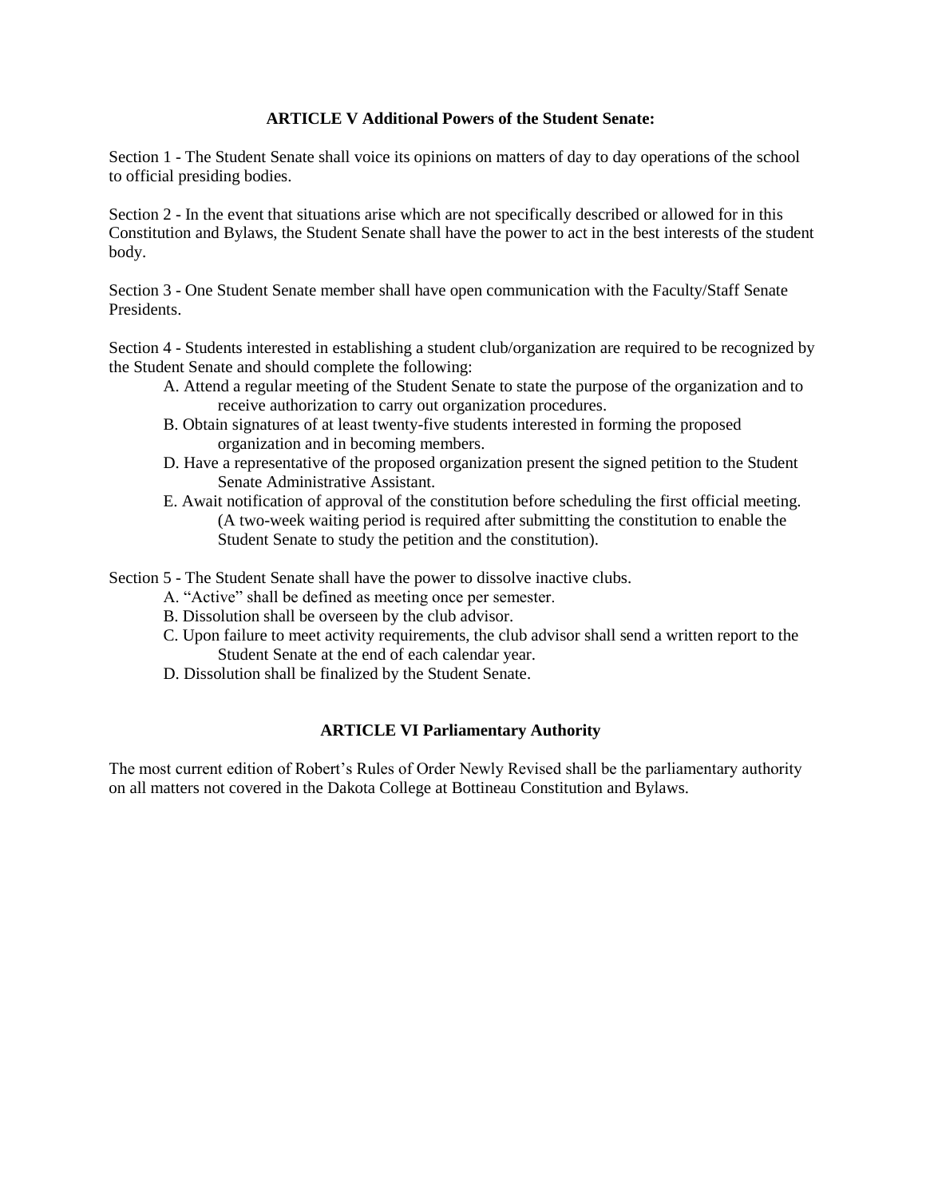## ARTICLE V Additional Powers of the Student Senate:

Section 1 - The Student Senate shall voice its opinions on matters of day to day operations of the school to official presiding bodies.

Section 2 - In the event that situations arise which are not specifically described or allowed for in this Constitution and Bylaws, the Student Senate shall have the power to act in the best interests of the student body.

Section 3 - One Student Senate member shall have open communication with the Faculty/Staff Senate Presidents.

Section 4 - Students interested in establishing a student club/organization are required to be recognized by the Student Senate and should complete the following:

A. Attend a regular meeting of the Student Senate to state the purpose of the organization and to receive authorization to carry out organization procedures.

B. Obtain signatures of at least twenty-five students interested in forming the proposed organization and in becoming members.

D. Have a representative of the proposed organization present the signed petition to the Student Senate Administrative Assistant.

E. Await notification of approval of the constitution before scheduling the first official meeting. (A two-week waiting period is required after submitting the constitution to enable the Student Senate to study the petition and the constitution).

Section 5 - The Student Senate shall have the power to dissolve inactive clubs.

A. “Active” shall be defined as meeting once per semester.

B. Dissolution shall be overseen by the club advisor.

C. Upon failure to meet activity requirements, the club advisor shall send a written report to the Student Senate at the end of each calendar year.

D. Dissolution shall be finalized by the Student Senate.

## ARTICLE VI Parliamentary Authority

The most current edition of Robert’s Rules of Order Newly Revised shall be the parliamentary authority on all matters not covered in the Dakota College at Bottineau Constitution and Bylaws.